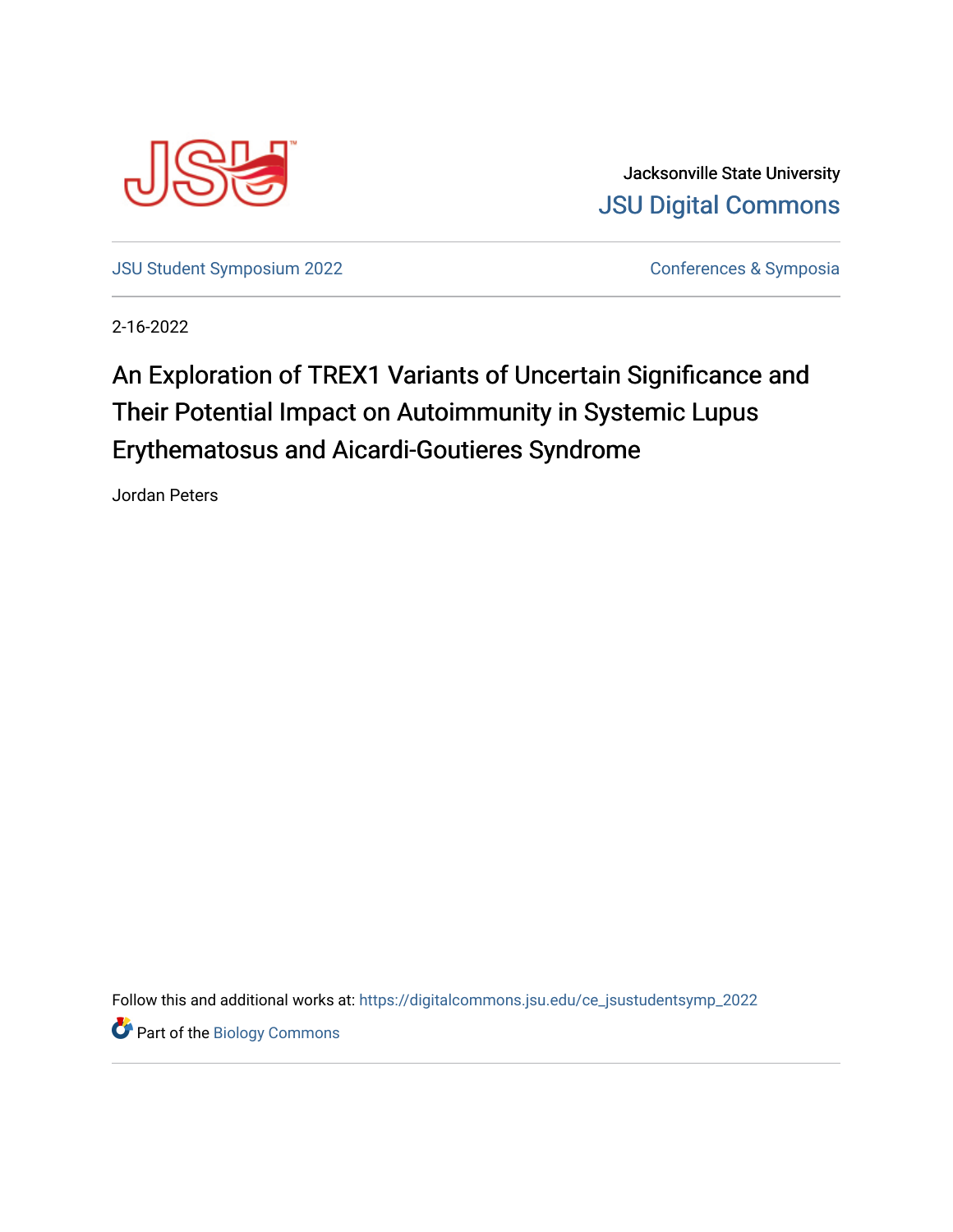Jacksonville State University

JSU Digital Commons

JSU Student Symposium 2022

Conferences & Symposia

2-16-2022

# An Exploration of TREX1 Variants of Uncertain Significance and Their Potential Impact on Autoimmunity in Systemic Lupus Erythematosus and Aicardi-Goutieres Syndrome

Jordan Peters

Follow this and additional works at: https://digitalcommons.jsu.edu/ce_jsustudentsymp_2022

Part of the Biology Commons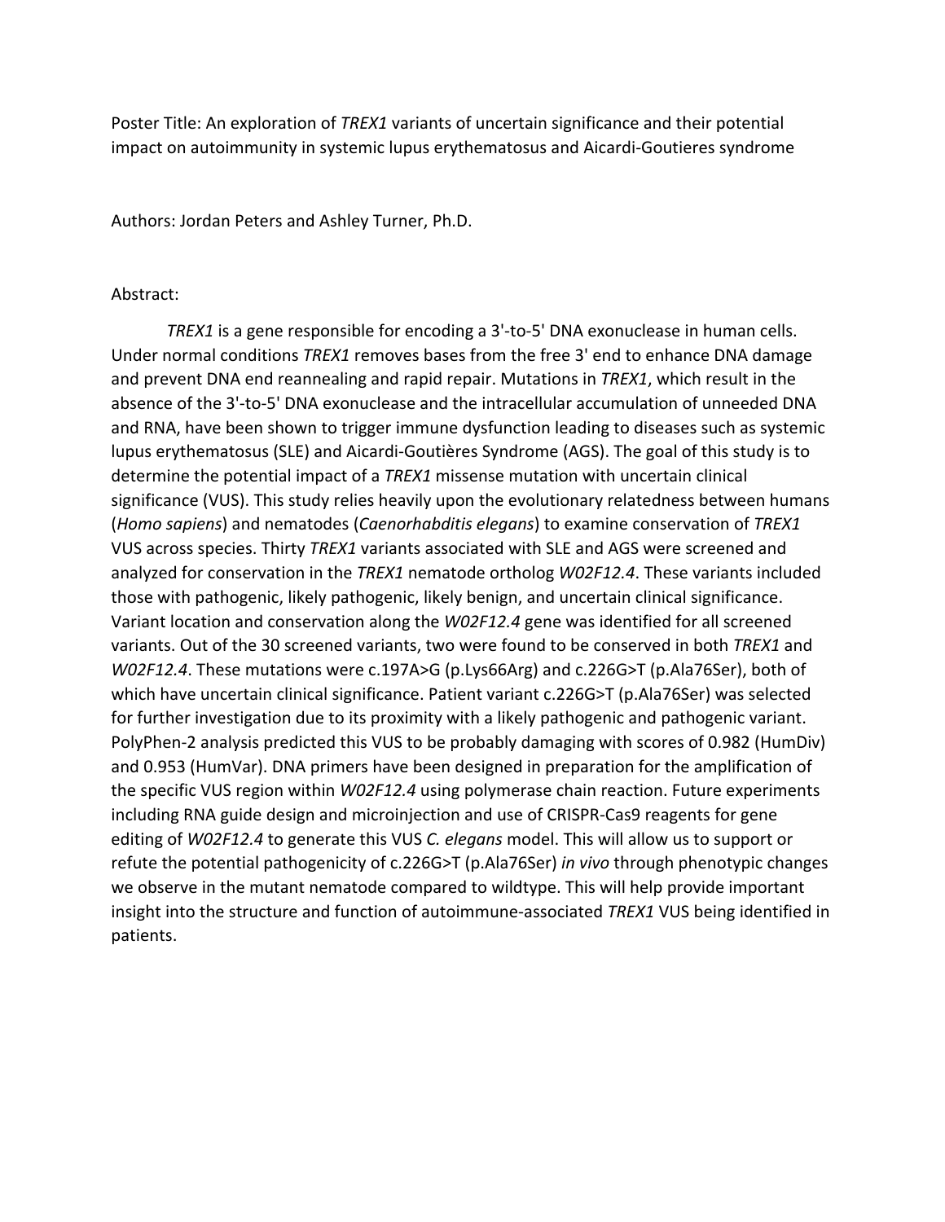Poster Title: An exploration of *TREX1* variants of uncertain significance and their potential impact on autoimmunity in systemic lupus erythematosus and Aicardi-Goutieres syndrome

Authors: Jordan Peters and Ashley Turner, Ph.D.

Abstract:

*TREX1* is a gene responsible for encoding a 3'-to-5' DNA exonuclease in human cells. Under normal conditions *TREX1* removes bases from the free 3' end to enhance DNA damage and prevent DNA end reannealing and rapid repair. Mutations in *TREX1*, which result in the absence of the 3'-to-5' DNA exonuclease and the intracellular accumulation of unneeded DNA and RNA, have been shown to trigger immune dysfunction leading to diseases such as systemic lupus erythematosus (SLE) and Aicardi-Goutières Syndrome (AGS). The goal of this study is to determine the potential impact of a *TREX1* missense mutation with uncertain clinical significance (VUS). This study relies heavily upon the evolutionary relatedness between humans (*Homo sapiens*) and nematodes (*Caenorhabditis elegans*) to examine conservation of *TREX1* VUS across species. Thirty *TREX1* variants associated with SLE and AGS were screened and analyzed for conservation in the *TREX1* nematode ortholog *W02F12.4*. These variants included those with pathogenic, likely pathogenic, likely benign, and uncertain clinical significance. Variant location and conservation along the *W02F12.4* gene was identified for all screened variants. Out of the 30 screened variants, two were found to be conserved in both *TREX1* and *W02F12.4*. These mutations were c.197A>G (p.Lys66Arg) and c.226G>T (p.Ala76Ser), both of which have uncertain clinical significance. Patient variant c.226G>T (p.Ala76Ser) was selected for further investigation due to its proximity with a likely pathogenic and pathogenic variant. PolyPhen-2 analysis predicted this VUS to be probably damaging with scores of 0.982 (HumDiv) and 0.953 (HumVar). DNA primers have been designed in preparation for the amplification of the specific VUS region within *W02F12.4* using polymerase chain reaction. Future experiments including RNA guide design and microinjection and use of CRISPR-Cas9 reagents for gene editing of *W02F12.4* to generate this VUS *C. elegans* model. This will allow us to support or refute the potential pathogenicity of c.226G>T (p.Ala76Ser) *in vivo* through phenotypic changes we observe in the mutant nematode compared to wildtype. This will help provide important insight into the structure and function of autoimmune-associated *TREX1* VUS being identified in patients.